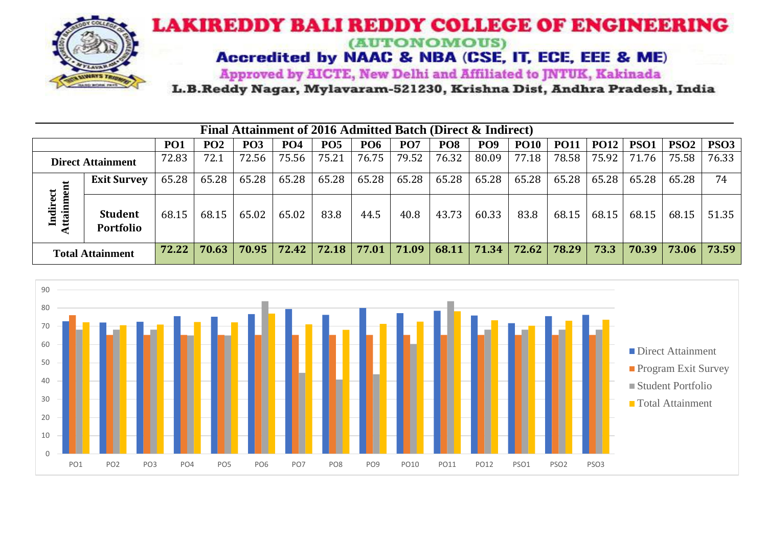# LAKIREDDY BALI REDDY COLLEGE OF ENGINEERING

(AUTONOMOUS)

**Accredited by NAAC & NBA (CSE, IT, ECE, EEE & ME)**

Approved by AICTE, New Delhi and Affiliated to JNTUK, Kakinada

L.B.Reddy Nagar, Mylavaram-521230, Krishna Dist, Andhra Pradesh, India

## Final Attainment of 2016 Admitted Batch (Direct & Indirect)

| | | PO1 | PO2 | PO3 | PO4 | PO5 | PO6 | PO7 | PO8 | PO9 | PO10 | PO11 | PO12 | PSO1 | PSO2 | PSO3 |
|---|---|---|---|---|---|---|---|---|---|---|---|---|---|---|---|---|
| **Direct Attainment** | | 72.83 | 72.1 | 72.56 | 75.56 | 75.21 | 76.75 | 79.52 | 76.32 | 80.09 | 77.18 | 78.58 | 75.92 | 71.76 | 75.58 | 76.33 |
| **Indirect Attainment** | **Exit Survey** | 65.28 | 65.28 | 65.28 | 65.28 | 65.28 | 65.28 | 65.28 | 65.28 | 65.28 | 65.28 | 65.28 | 65.28 | 65.28 | 65.28 | 74 |
| | **Student Portfolio** | 68.15 | 68.15 | 65.02 | 65.02 | 83.8 | 44.5 | 40.8 | 43.73 | 60.33 | 83.8 | 68.15 | 68.15 | 68.15 | 68.15 | 51.35 |
| **Total Attainment** | | **72.22** | **70.63** | **70.95** | **72.42** | **72.18** | **77.01** | **71.09** | **68.11** | **71.34** | **72.62** | **78.29** | **73.3** | **70.39** | **73.06** | **73.59** |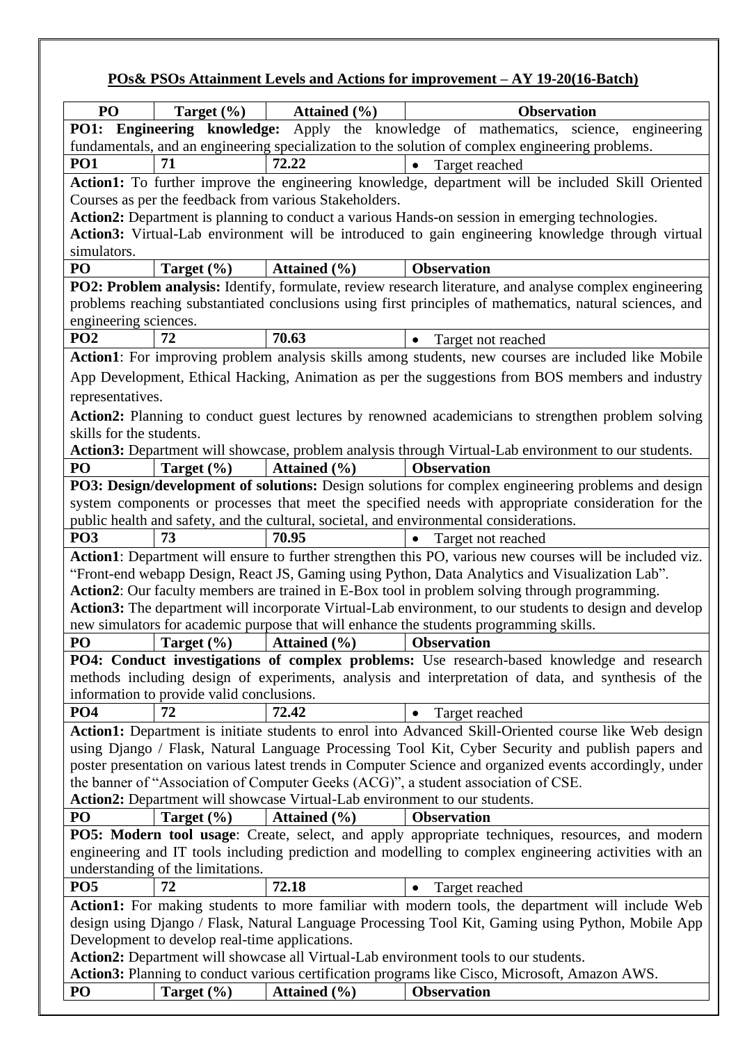## POs& PSOs Attainment Levels and Actions for improvement – AY 19-20(16-Batch)

| PO | Target (%) | Attained (%) | Observation |
|---|---|---|---|
| **PO1: Engineering knowledge:** Apply the knowledge of mathematics, science, engineering fundamentals, and an engineering specialization to the solution of complex engineering problems. | | | |
| **PO1** | **71** | **72.22** | • Target reached |
| **Action1:** To further improve the engineering knowledge, department will be included Skill Oriented Courses as per the feedback from various Stakeholders.<br>**Action2:** Department is planning to conduct a various Hands-on session in emerging technologies.<br>**Action3:** Virtual-Lab environment will be introduced to gain engineering knowledge through virtual simulators. | | | |
| **PO** | **Target (%)** | **Attained (%)** | **Observation** |
| **PO2: Problem analysis:** Identify, formulate, review research literature, and analyse complex engineering problems reaching substantiated conclusions using first principles of mathematics, natural sciences, and engineering sciences. | | | |
| **PO2** | **72** | **70.63** | • Target not reached |
| **Action1**: For improving problem analysis skills among students, new courses are included like Mobile App Development, Ethical Hacking, Animation as per the suggestions from BOS members and industry representatives.<br>**Action2:** Planning to conduct guest lectures by renowned academicians to strengthen problem solving skills for the students.<br>**Action3:** Department will showcase, problem analysis through Virtual-Lab environment to our students. | | | |
| **PO** | **Target (%)** | **Attained (%)** | **Observation** |
| **PO3: Design/development of solutions:** Design solutions for complex engineering problems and design system components or processes that meet the specified needs with appropriate consideration for the public health and safety, and the cultural, societal, and environmental considerations. | | | |
| **PO3** | **73** | **70.95** | • Target not reached |
| **Action1**: Department will ensure to further strengthen this PO, various new courses will be included viz. "Front-end webapp Design, React JS, Gaming using Python, Data Analytics and Visualization Lab".<br>**Action2**: Our faculty members are trained in E-Box tool in problem solving through programming.<br>**Action3:** The department will incorporate Virtual-Lab environment, to our students to design and develop new simulators for academic purpose that will enhance the students programming skills. | | | |
| **PO** | **Target (%)** | **Attained (%)** | **Observation** |
| **PO4: Conduct investigations of complex problems:** Use research-based knowledge and research methods including design of experiments, analysis and interpretation of data, and synthesis of the information to provide valid conclusions. | | | |
| **PO4** | **72** | **72.42** | • Target reached |
| **Action1:** Department is initiate students to enrol into Advanced Skill-Oriented course like Web design using Django / Flask, Natural Language Processing Tool Kit, Cyber Security and publish papers and poster presentation on various latest trends in Computer Science and organized events accordingly, under the banner of "Association of Computer Geeks (ACG)", a student association of CSE.<br>**Action2:** Department will showcase Virtual-Lab environment to our students. | | | |
| **PO** | **Target (%)** | **Attained (%)** | **Observation** |
| **PO5: Modern tool usage**: Create, select, and apply appropriate techniques, resources, and modern engineering and IT tools including prediction and modelling to complex engineering activities with an understanding of the limitations. | | | |
| **PO5** | **72** | **72.18** | • Target reached |
| **Action1:** For making students to more familiar with modern tools, the department will include Web design using Django / Flask, Natural Language Processing Tool Kit, Gaming using Python, Mobile App Development to develop real-time applications.<br>**Action2:** Department will showcase all Virtual-Lab environment tools to our students.<br>**Action3:** Planning to conduct various certification programs like Cisco, Microsoft, Amazon AWS. | | | |
| **PO** | **Target (%)** | **Attained (%)** | **Observation** |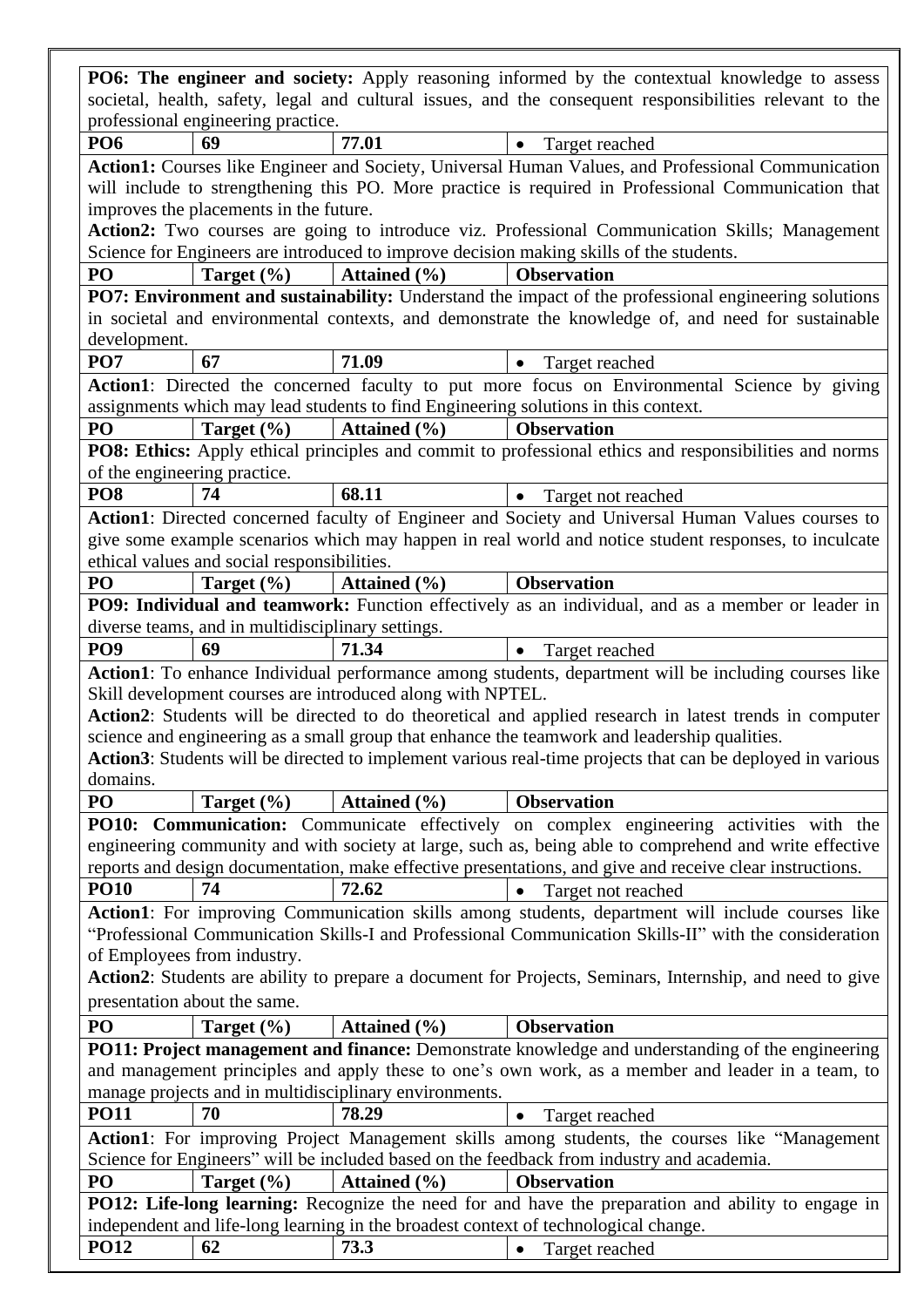| | | | |
|---|---|---|---|
| **PO6: The engineer and society:** Apply reasoning informed by the contextual knowledge to assess societal, health, safety, legal and cultural issues, and the consequent responsibilities relevant to the professional engineering practice. | | | |
| **PO6** | **69** | **77.01** | • Target reached |
| **Action1:** Courses like Engineer and Society, Universal Human Values, and Professional Communication will include to strengthening this PO. More practice is required in Professional Communication that improves the placements in the future. **Action2:** Two courses are going to introduce viz. Professional Communication Skills; Management Science for Engineers are introduced to improve decision making skills of the students. | | | |
| **PO** | **Target (%)** | **Attained (%)** | **Observation** |
| **PO7: Environment and sustainability:** Understand the impact of the professional engineering solutions in societal and environmental contexts, and demonstrate the knowledge of, and need for sustainable development. | | | |
| **PO7** | **67** | **71.09** | • Target reached |
| **Action1**: Directed the concerned faculty to put more focus on Environmental Science by giving assignments which may lead students to find Engineering solutions in this context. | | | |
| **PO** | **Target (%)** | **Attained (%)** | **Observation** |
| **PO8: Ethics:** Apply ethical principles and commit to professional ethics and responsibilities and norms of the engineering practice. | | | |
| **PO8** | **74** | **68.11** | • Target not reached |
| **Action1**: Directed concerned faculty of Engineer and Society and Universal Human Values courses to give some example scenarios which may happen in real world and notice student responses, to inculcate ethical values and social responsibilities. | | | |
| **PO** | **Target (%)** | **Attained (%)** | **Observation** |
| **PO9: Individual and teamwork:** Function effectively as an individual, and as a member or leader in diverse teams, and in multidisciplinary settings. | | | |
| **PO9** | **69** | **71.34** | • Target reached |
| **Action1**: To enhance Individual performance among students, department will be including courses like Skill development courses are introduced along with NPTEL. **Action2**: Students will be directed to do theoretical and applied research in latest trends in computer science and engineering as a small group that enhance the teamwork and leadership qualities. **Action3**: Students will be directed to implement various real-time projects that can be deployed in various domains. | | | |
| **PO** | **Target (%)** | **Attained (%)** | **Observation** |
| **PO10: Communication:** Communicate effectively on complex engineering activities with the engineering community and with society at large, such as, being able to comprehend and write effective reports and design documentation, make effective presentations, and give and receive clear instructions. | | | |
| **PO10** | **74** | **72.62** | • Target not reached |
| **Action1**: For improving Communication skills among students, department will include courses like "Professional Communication Skills-I and Professional Communication Skills-II" with the consideration of Employees from industry. **Action2**: Students are ability to prepare a document for Projects, Seminars, Internship, and need to give presentation about the same. | | | |
| **PO** | **Target (%)** | **Attained (%)** | **Observation** |
| **PO11: Project management and finance:** Demonstrate knowledge and understanding of the engineering and management principles and apply these to one's own work, as a member and leader in a team, to manage projects and in multidisciplinary environments. | | | |
| **PO11** | **70** | **78.29** | • Target reached |
| **Action1**: For improving Project Management skills among students, the courses like "Management Science for Engineers" will be included based on the feedback from industry and academia. | | | |
| **PO** | **Target (%)** | **Attained (%)** | **Observation** |
| **PO12: Life-long learning:** Recognize the need for and have the preparation and ability to engage in independent and life-long learning in the broadest context of technological change. | | | |
| **PO12** | **62** | **73.3** | • Target reached |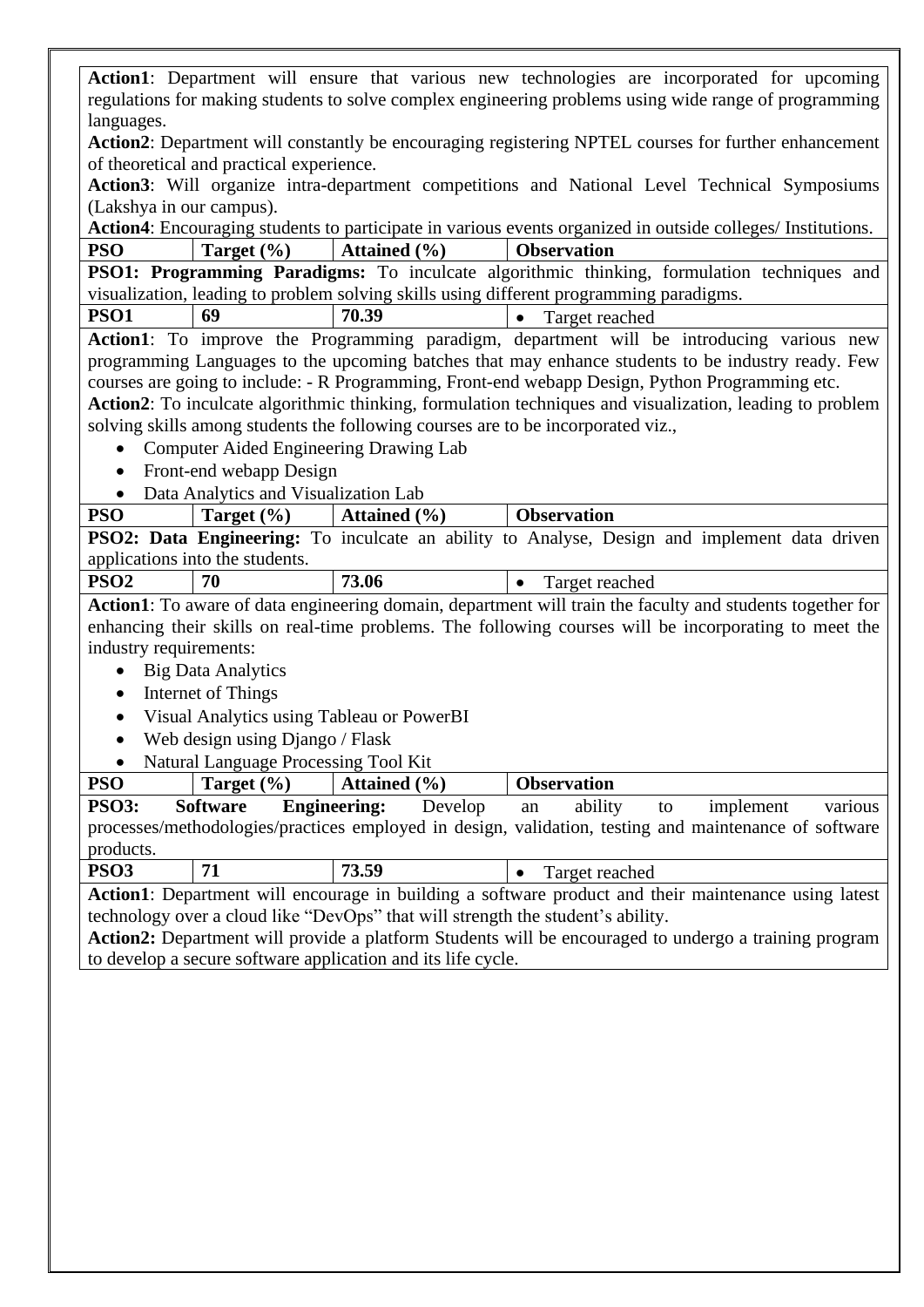**Action1**: Department will ensure that various new technologies are incorporated for upcoming regulations for making students to solve complex engineering problems using wide range of programming languages.

**Action2**: Department will constantly be encouraging registering NPTEL courses for further enhancement of theoretical and practical experience.

**Action3**: Will organize intra-department competitions and National Level Technical Symposiums (Lakshya in our campus).

**Action4**: Encouraging students to participate in various events organized in outside colleges/ Institutions.

| PSO | Target (%) | Attained (%) | Observation |
|---|---|---|---|

**PSO1: Programming Paradigms:** To inculcate algorithmic thinking, formulation techniques and visualization, leading to problem solving skills using different programming paradigms.

| PSO | Target (%) | Attained (%) | Observation |
|---|---|---|---|
| **PSO1** | **69** | **70.39** | • Target reached |

**Action1**: To improve the Programming paradigm, department will be introducing various new programming Languages to the upcoming batches that may enhance students to be industry ready. Few courses are going to include: - R Programming, Front-end webapp Design, Python Programming etc.

**Action2**: To inculcate algorithmic thinking, formulation techniques and visualization, leading to problem solving skills among students the following courses are to be incorporated viz.,

- Computer Aided Engineering Drawing Lab
- Front-end webapp Design
- Data Analytics and Visualization Lab

**PSO2: Data Engineering:** To inculcate an ability to Analyse, Design and implement data driven applications into the students.

| PSO | Target (%) | Attained (%) | Observation |
|---|---|---|---|
| **PSO2** | **70** | **73.06** | • Target reached |

**Action1**: To aware of data engineering domain, department will train the faculty and students together for enhancing their skills on real-time problems. The following courses will be incorporating to meet the industry requirements:

- Big Data Analytics
- Internet of Things
- Visual Analytics using Tableau or PowerBI
- Web design using Django / Flask
- Natural Language Processing Tool Kit

**PSO3: Software Engineering:** Develop an ability to implement various processes/methodologies/practices employed in design, validation, testing and maintenance of software products.

| PSO | Target (%) | Attained (%) | Observation |
|---|---|---|---|
| **PSO3** | **71** | **73.59** | • Target reached |

**Action1**: Department will encourage in building a software product and their maintenance using latest technology over a cloud like "DevOps" that will strength the student's ability.

**Action2:** Department will provide a platform Students will be encouraged to undergo a training program to develop a secure software application and its life cycle.